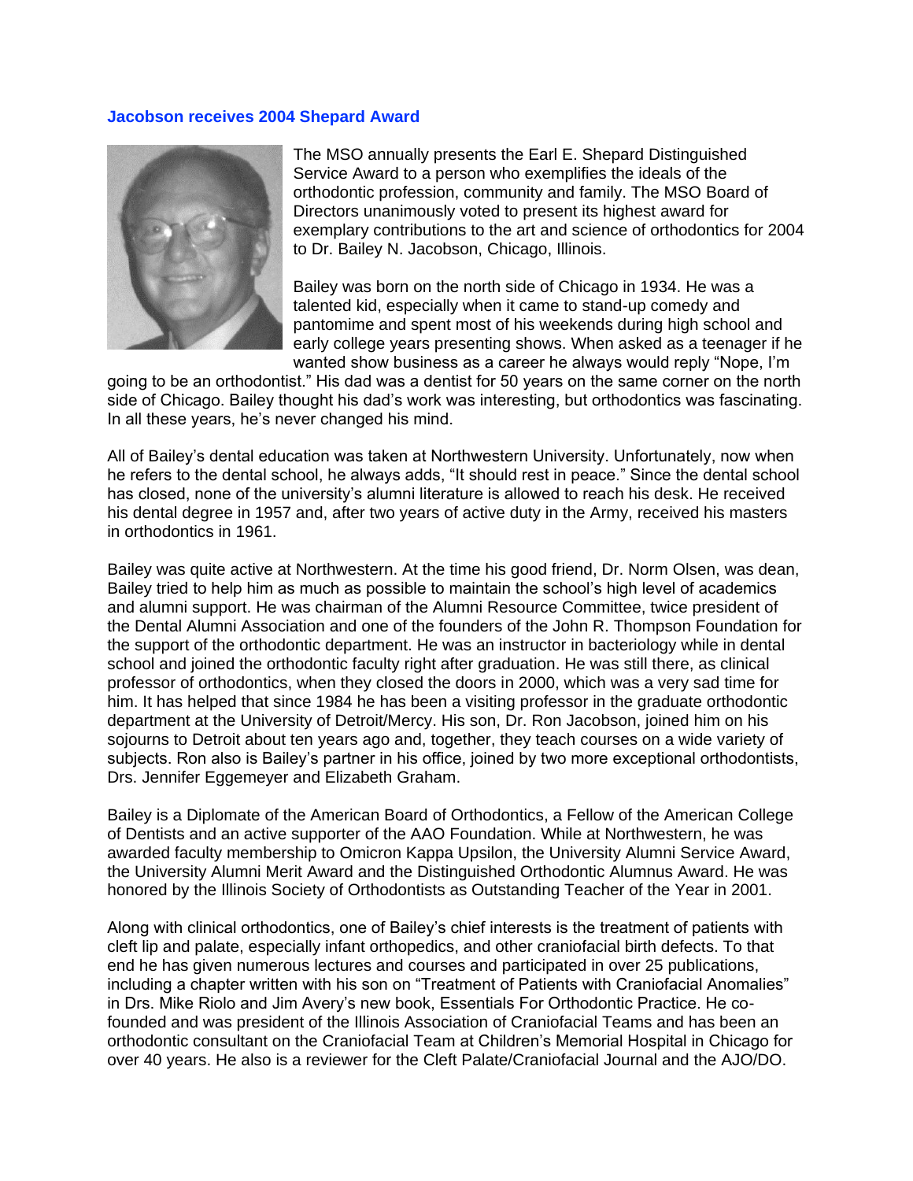## Jacobson receives 2004 Shepard Award

The MSO annually presents the Earl E. Shepard Distinguished Service Award to a person who exemplifies the ideals of the orthodontic profession, community and family. The MSO Board of Directors unanimously voted to present its highest award for exemplary contributions to the art and science of orthodontics for 2004 to Dr. Bailey N. Jacobson, Chicago, Illinois.

Bailey was born on the north side of Chicago in 1934. He was a talented kid, especially when it came to stand-up comedy and pantomime and spent most of his weekends during high school and early college years presenting shows. When asked as a teenager if he wanted show business as a career he always would reply "Nope, I'm going to be an orthodontist." His dad was a dentist for 50 years on the same corner on the north side of Chicago. Bailey thought his dad's work was interesting, but orthodontics was fascinating. In all these years, he's never changed his mind.

All of Bailey's dental education was taken at Northwestern University. Unfortunately, now when he refers to the dental school, he always adds, "It should rest in peace." Since the dental school has closed, none of the university's alumni literature is allowed to reach his desk. He received his dental degree in 1957 and, after two years of active duty in the Army, received his masters in orthodontics in 1961.

Bailey was quite active at Northwestern. At the time his good friend, Dr. Norm Olsen, was dean, Bailey tried to help him as much as possible to maintain the school's high level of academics and alumni support. He was chairman of the Alumni Resource Committee, twice president of the Dental Alumni Association and one of the founders of the John R. Thompson Foundation for the support of the orthodontic department. He was an instructor in bacteriology while in dental school and joined the orthodontic faculty right after graduation. He was still there, as clinical professor of orthodontics, when they closed the doors in 2000, which was a very sad time for him. It has helped that since 1984 he has been a visiting professor in the graduate orthodontic department at the University of Detroit/Mercy. His son, Dr. Ron Jacobson, joined him on his sojourns to Detroit about ten years ago and, together, they teach courses on a wide variety of subjects. Ron also is Bailey's partner in his office, joined by two more exceptional orthodontists, Drs. Jennifer Eggemeyer and Elizabeth Graham.

Bailey is a Diplomate of the American Board of Orthodontics, a Fellow of the American College of Dentists and an active supporter of the AAO Foundation. While at Northwestern, he was awarded faculty membership to Omicron Kappa Upsilon, the University Alumni Service Award, the University Alumni Merit Award and the Distinguished Orthodontic Alumnus Award. He was honored by the Illinois Society of Orthodontists as Outstanding Teacher of the Year in 2001.

Along with clinical orthodontics, one of Bailey's chief interests is the treatment of patients with cleft lip and palate, especially infant orthopedics, and other craniofacial birth defects. To that end he has given numerous lectures and courses and participated in over 25 publications, including a chapter written with his son on "Treatment of Patients with Craniofacial Anomalies" in Drs. Mike Riolo and Jim Avery's new book, Essentials For Orthodontic Practice. He co-founded and was president of the Illinois Association of Craniofacial Teams and has been an orthodontic consultant on the Craniofacial Team at Children's Memorial Hospital in Chicago for over 40 years. He also is a reviewer for the Cleft Palate/Craniofacial Journal and the AJO/DO.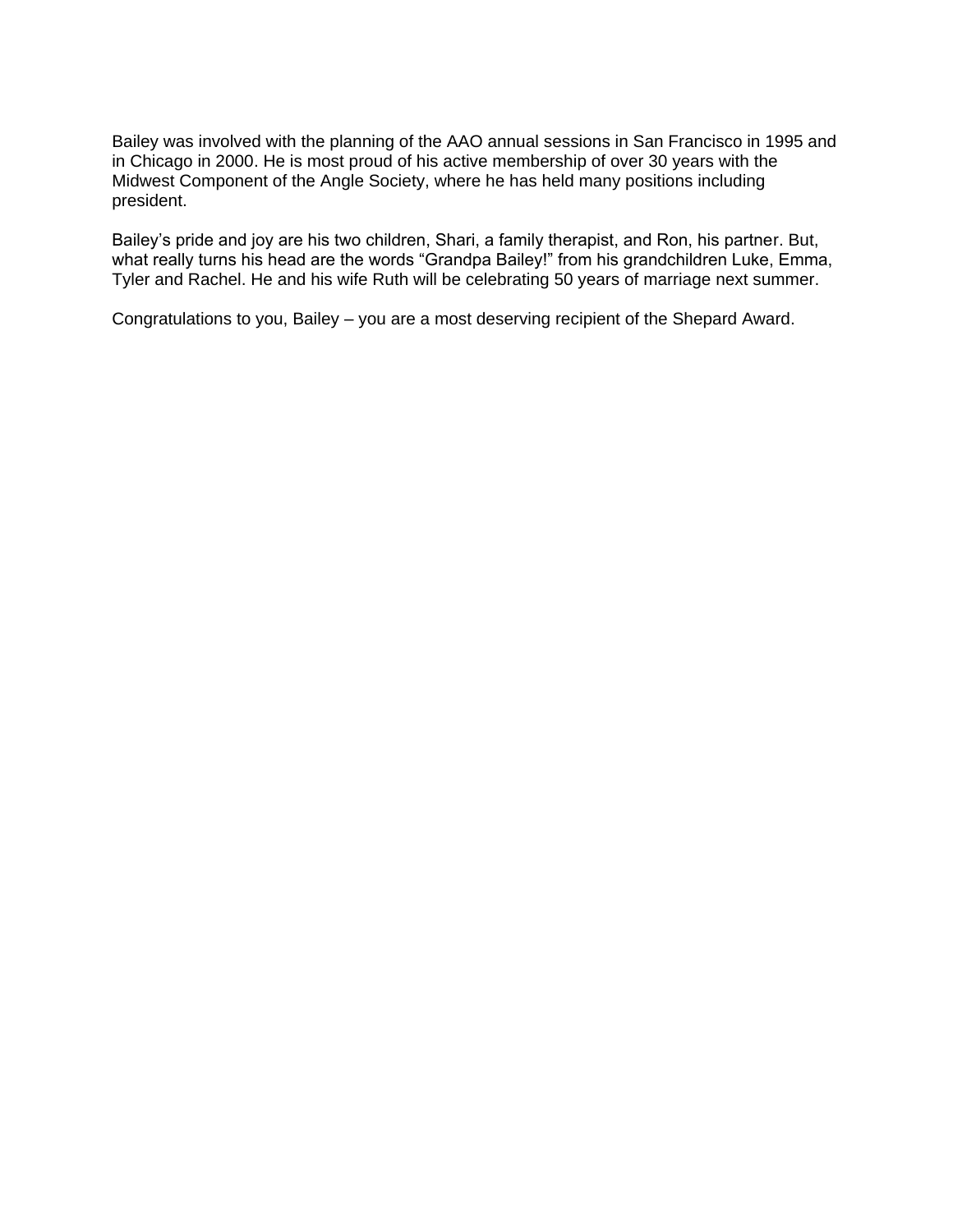Bailey was involved with the planning of the AAO annual sessions in San Francisco in 1995 and in Chicago in 2000. He is most proud of his active membership of over 30 years with the Midwest Component of the Angle Society, where he has held many positions including president.

Bailey's pride and joy are his two children, Shari, a family therapist, and Ron, his partner. But, what really turns his head are the words "Grandpa Bailey!" from his grandchildren Luke, Emma, Tyler and Rachel. He and his wife Ruth will be celebrating 50 years of marriage next summer.

Congratulations to you, Bailey – you are a most deserving recipient of the Shepard Award.